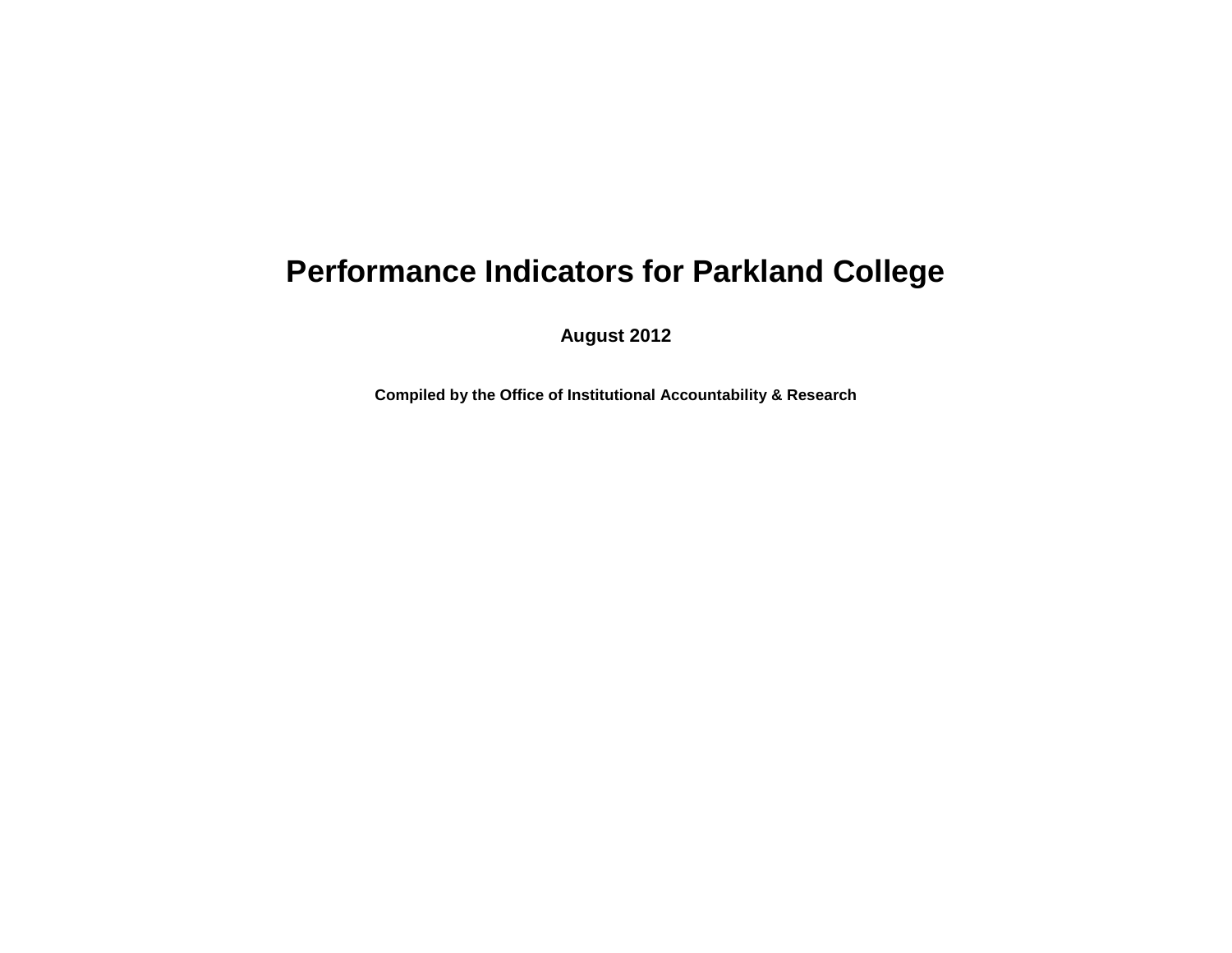# Performance Indicators for Parkland College

**August 2012**

**Compiled by the Office of Institutional Accountability & Research**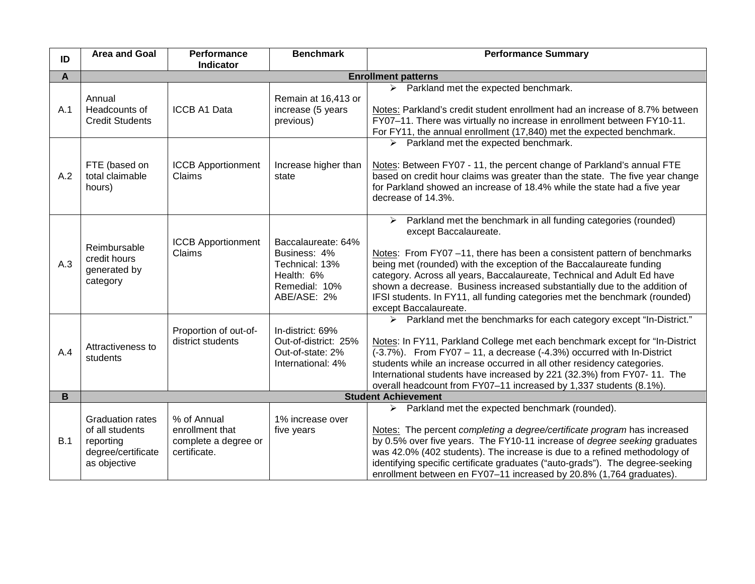| ID | Area and Goal | Performance Indicator | Benchmark | Performance Summary |
|---|---|---|---|---|
| **A** | **Enrollment patterns** | | | |
| A.1 | Annual Headcounts of Credit Students | ICCB A1 Data | Remain at 16,413 or increase (5 years previous) | ➢ Parkland met the expected benchmark.<br><br>Notes: Parkland's credit student enrollment had an increase of 8.7% between FY07–11. There was virtually no increase in enrollment between FY10-11. For FY11, the annual enrollment (17,840) met the expected benchmark. |
| A.2 | FTE (based on total claimable hours) | ICCB Apportionment Claims | Increase higher than state | ➢ Parkland met the expected benchmark.<br><br>Notes: Between FY07 - 11, the percent change of Parkland's annual FTE based on credit hour claims was greater than the state. The five year change for Parkland showed an increase of 18.4% while the state had a five year decrease of 14.3%. |
| A.3 | Reimbursable credit hours generated by category | ICCB Apportionment Claims | Baccalaureate: 64%<br>Business: 4%<br>Technical: 13%<br>Health: 6%<br>Remedial: 10%<br>ABE/ASE: 2% | ➢ Parkland met the benchmark in all funding categories (rounded) except Baccalaureate.<br><br>Notes: From FY07 –11, there has been a consistent pattern of benchmarks being met (rounded) with the exception of the Baccalaureate funding category. Across all years, Baccalaureate, Technical and Adult Ed have shown a decrease. Business increased substantially due to the addition of IFSI students. In FY11, all funding categories met the benchmark (rounded) except Baccalaureate. |
| A.4 | Attractiveness to students | Proportion of out-of-district students | In-district: 69%<br>Out-of-district: 25%<br>Out-of-state: 2%<br>International: 4% | ➢ Parkland met the benchmarks for each category except "In-District."<br><br>Notes: In FY11, Parkland College met each benchmark except for "In-District (-3.7%). From FY07 – 11, a decrease (-4.3%) occurred with In-District students while an increase occurred in all other residency categories. International students have increased by 221 (32.3%) from FY07- 11. The overall headcount from FY07–11 increased by 1,337 students (8.1%). |
| **B** | **Student Achievement** | | | |
| B.1 | Graduation rates of all students reporting degree/certificate as objective | % of Annual enrollment that complete a degree or certificate. | 1% increase over five years | ➢ Parkland met the expected benchmark (rounded).<br><br>Notes: The percent *completing a degree/certificate program* has increased by 0.5% over five years. The FY10-11 increase of *degree seeking* graduates was 42.0% (402 students). The increase is due to a refined methodology of identifying specific certificate graduates ("auto-grads"). The degree-seeking enrollment between en FY07–11 increased by 20.8% (1,764 graduates). |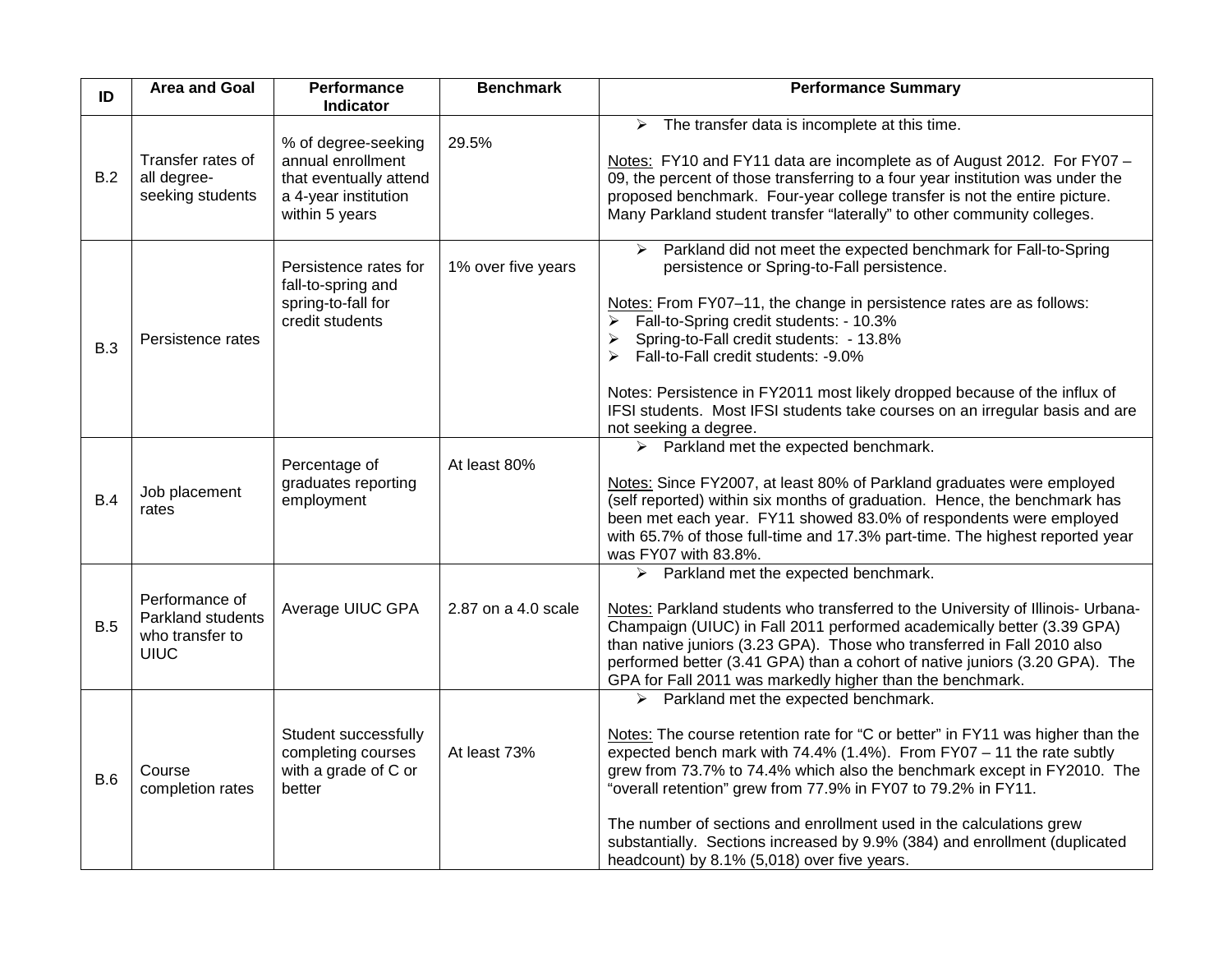| ID | Area and Goal | Performance Indicator | Benchmark | Performance Summary |
|---|---|---|---|---|
| B.2 | Transfer rates of all degree-seeking students | % of degree-seeking annual enrollment that eventually attend a 4-year institution within 5 years | 29.5% | ➢ The transfer data is incomplete at this time.<br><br>Notes: FY10 and FY11 data are incomplete as of August 2012. For FY07 – 09, the percent of those transferring to a four year institution was under the proposed benchmark. Four-year college transfer is not the entire picture. Many Parkland student transfer "laterally" to other community colleges. |
| B.3 | Persistence rates | Persistence rates for fall-to-spring and spring-to-fall for credit students | 1% over five years | ➢ Parkland did not meet the expected benchmark for Fall-to-Spring persistence or Spring-to-Fall persistence.<br><br>Notes: From FY07–11, the change in persistence rates are as follows:<br>➢ Fall-to-Spring credit students: - 10.3%<br>➢ Spring-to-Fall credit students: - 13.8%<br>➢ Fall-to-Fall credit students: -9.0%<br><br>Notes: Persistence in FY2011 most likely dropped because of the influx of IFSI students. Most IFSI students take courses on an irregular basis and are not seeking a degree. |
| B.4 | Job placement rates | Percentage of graduates reporting employment | At least 80% | ➢ Parkland met the expected benchmark.<br><br>Notes: Since FY2007, at least 80% of Parkland graduates were employed (self reported) within six months of graduation. Hence, the benchmark has been met each year. FY11 showed 83.0% of respondents were employed with 65.7% of those full-time and 17.3% part-time. The highest reported year was FY07 with 83.8%. |
| B.5 | Performance of Parkland students who transfer to UIUC | Average UIUC GPA | 2.87 on a 4.0 scale | ➢ Parkland met the expected benchmark.<br><br>Notes: Parkland students who transferred to the University of Illinois- Urbana-Champaign (UIUC) in Fall 2011 performed academically better (3.39 GPA) than native juniors (3.23 GPA). Those who transferred in Fall 2010 also performed better (3.41 GPA) than a cohort of native juniors (3.20 GPA). The GPA for Fall 2011 was markedly higher than the benchmark. |
| B.6 | Course completion rates | Student successfully completing courses with a grade of C or better | At least 73% | ➢ Parkland met the expected benchmark.<br><br>Notes: The course retention rate for "C or better" in FY11 was higher than the expected bench mark with 74.4% (1.4%). From FY07 – 11 the rate subtly grew from 73.7% to 74.4% which also the benchmark except in FY2010. The "overall retention" grew from 77.9% in FY07 to 79.2% in FY11.<br><br>The number of sections and enrollment used in the calculations grew substantially. Sections increased by 9.9% (384) and enrollment (duplicated headcount) by 8.1% (5,018) over five years. |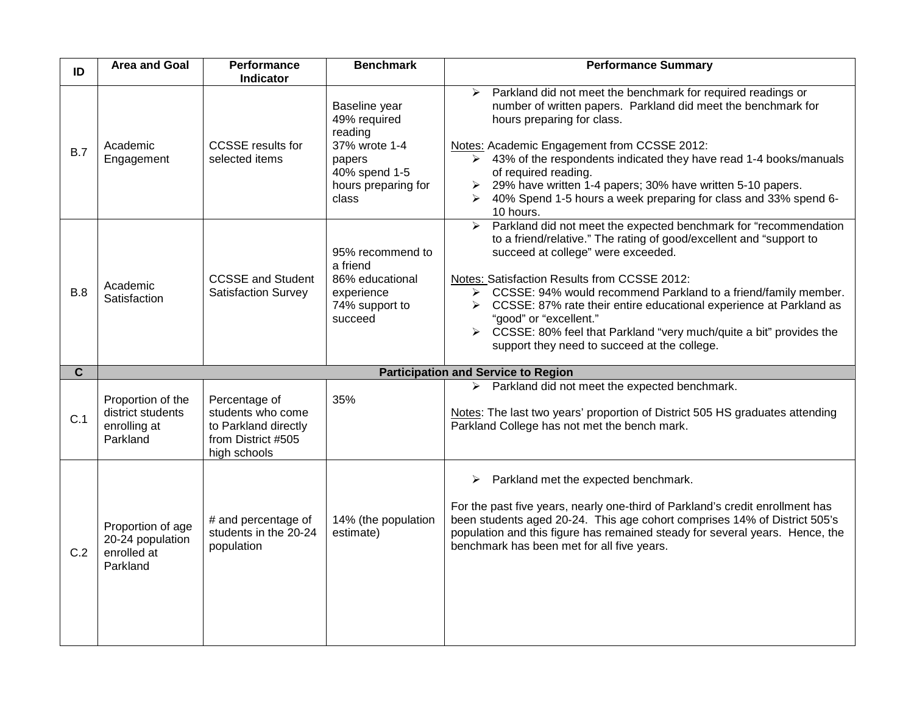| ID | Area and Goal | Performance Indicator | Benchmark | Performance Summary |
|---|---|---|---|---|
| B.7 | Academic Engagement | CCSSE results for selected items | Baseline year<br>49% required reading<br>37% wrote 1-4 papers<br>40% spend 1-5 hours preparing for class | ➢ Parkland did not meet the benchmark for required readings or number of written papers. Parkland did meet the benchmark for hours preparing for class.<br><br>Notes: Academic Engagement from CCSSE 2012:<br>➢ 43% of the respondents indicated they have read 1-4 books/manuals of required reading.<br>➢ 29% have written 1-4 papers; 30% have written 5-10 papers.<br>➢ 40% Spend 1-5 hours a week preparing for class and 33% spend 6-10 hours. |
| B.8 | Academic Satisfaction | CCSSE and Student Satisfaction Survey | 95% recommend to a friend<br>86% educational experience<br>74% support to succeed | ➢ Parkland did not meet the expected benchmark for "recommendation to a friend/relative." The rating of good/excellent and "support to succeed at college" were exceeded.<br><br>Notes: Satisfaction Results from CCSSE 2012:<br>➢ CCSSE: 94% would recommend Parkland to a friend/family member.<br>➢ CCSSE: 87% rate their entire educational experience at Parkland as "good" or "excellent."<br>➢ CCSSE: 80% feel that Parkland "very much/quite a bit" provides the support they need to succeed at the college. |
| **C** | **Participation and Service to Region** | | | |
| C.1 | Proportion of the district students enrolling at Parkland | Percentage of students who come to Parkland directly from District #505 high schools | 35% | ➢ Parkland did not meet the expected benchmark.<br><br>Notes: The last two years' proportion of District 505 HS graduates attending Parkland College has not met the bench mark. |
| C.2 | Proportion of age 20-24 population enrolled at Parkland | # and percentage of students in the 20-24 population | 14% (the population estimate) | ➢ Parkland met the expected benchmark.<br><br>For the past five years, nearly one-third of Parkland's credit enrollment has been students aged 20-24. This age cohort comprises 14% of District 505's population and this figure has remained steady for several years. Hence, the benchmark has been met for all five years. |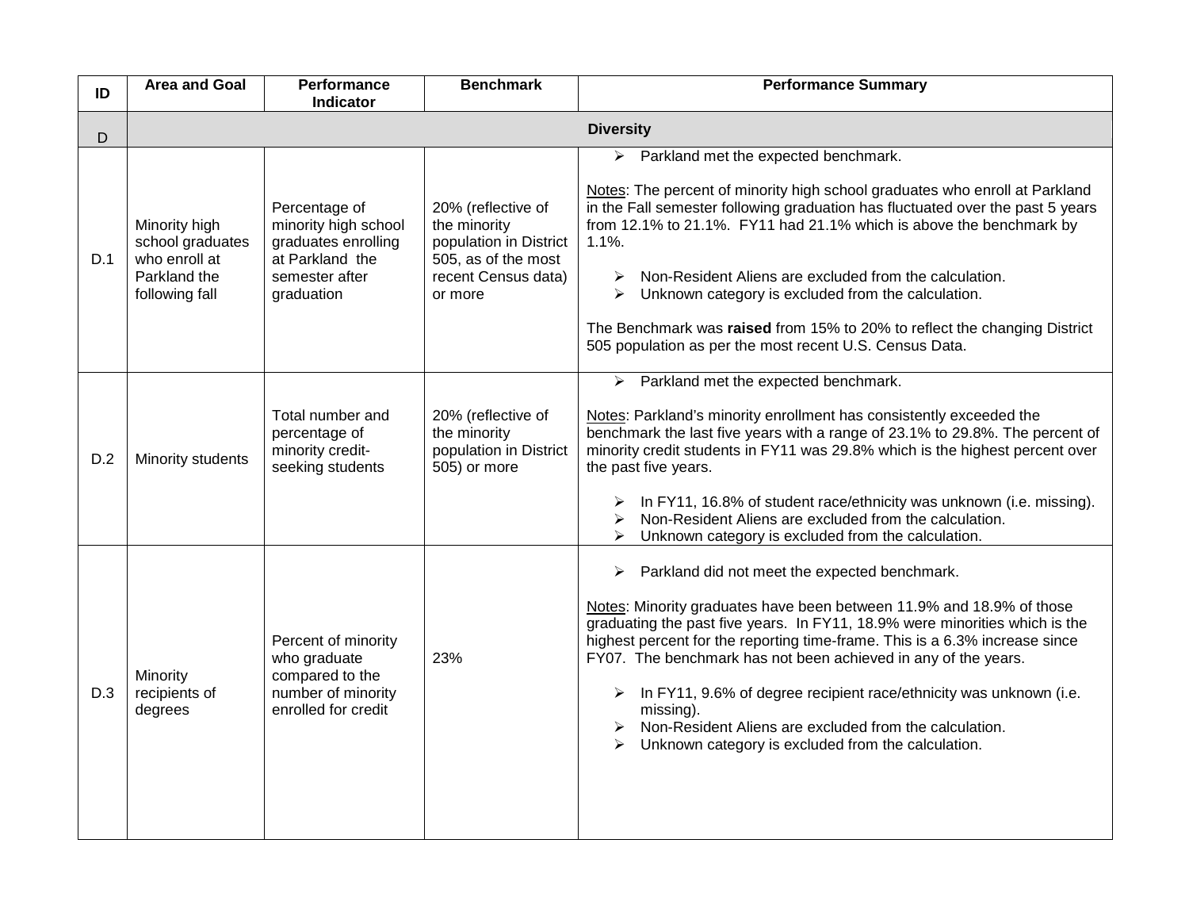| ID | Area and Goal | Performance Indicator | Benchmark | Performance Summary |
|---|---|---|---|---|
| D | **Diversity** | | | |
| D.1 | Minority high school graduates who enroll at Parkland the following fall | Percentage of minority high school graduates enrolling at Parkland the semester after graduation | 20% (reflective of the minority population in District 505, as of the most recent Census data) or more | ➢ Parkland met the expected benchmark.<br><br>Notes: The percent of minority high school graduates who enroll at Parkland in the Fall semester following graduation has fluctuated over the past 5 years from 12.1% to 21.1%. FY11 had 21.1% which is above the benchmark by 1.1%.<br><br>➢ Non-Resident Aliens are excluded from the calculation.<br>➢ Unknown category is excluded from the calculation.<br><br>The Benchmark was **raised** from 15% to 20% to reflect the changing District 505 population as per the most recent U.S. Census Data. |
| D.2 | Minority students | Total number and percentage of minority credit-seeking students | 20% (reflective of the minority population in District 505) or more | ➢ Parkland met the expected benchmark.<br><br>Notes: Parkland's minority enrollment has consistently exceeded the benchmark the last five years with a range of 23.1% to 29.8%. The percent of minority credit students in FY11 was 29.8% which is the highest percent over the past five years.<br><br>➢ In FY11, 16.8% of student race/ethnicity was unknown (i.e. missing).<br>➢ Non-Resident Aliens are excluded from the calculation.<br>➢ Unknown category is excluded from the calculation. |
| D.3 | Minority recipients of degrees | Percent of minority who graduate compared to the number of minority enrolled for credit | 23% | ➢ Parkland did not meet the expected benchmark.<br><br>Notes: Minority graduates have been between 11.9% and 18.9% of those graduating the past five years. In FY11, 18.9% were minorities which is the highest percent for the reporting time-frame. This is a 6.3% increase since FY07. The benchmark has not been achieved in any of the years.<br><br>➢ In FY11, 9.6% of degree recipient race/ethnicity was unknown (i.e. missing).<br>➢ Non-Resident Aliens are excluded from the calculation.<br>➢ Unknown category is excluded from the calculation. |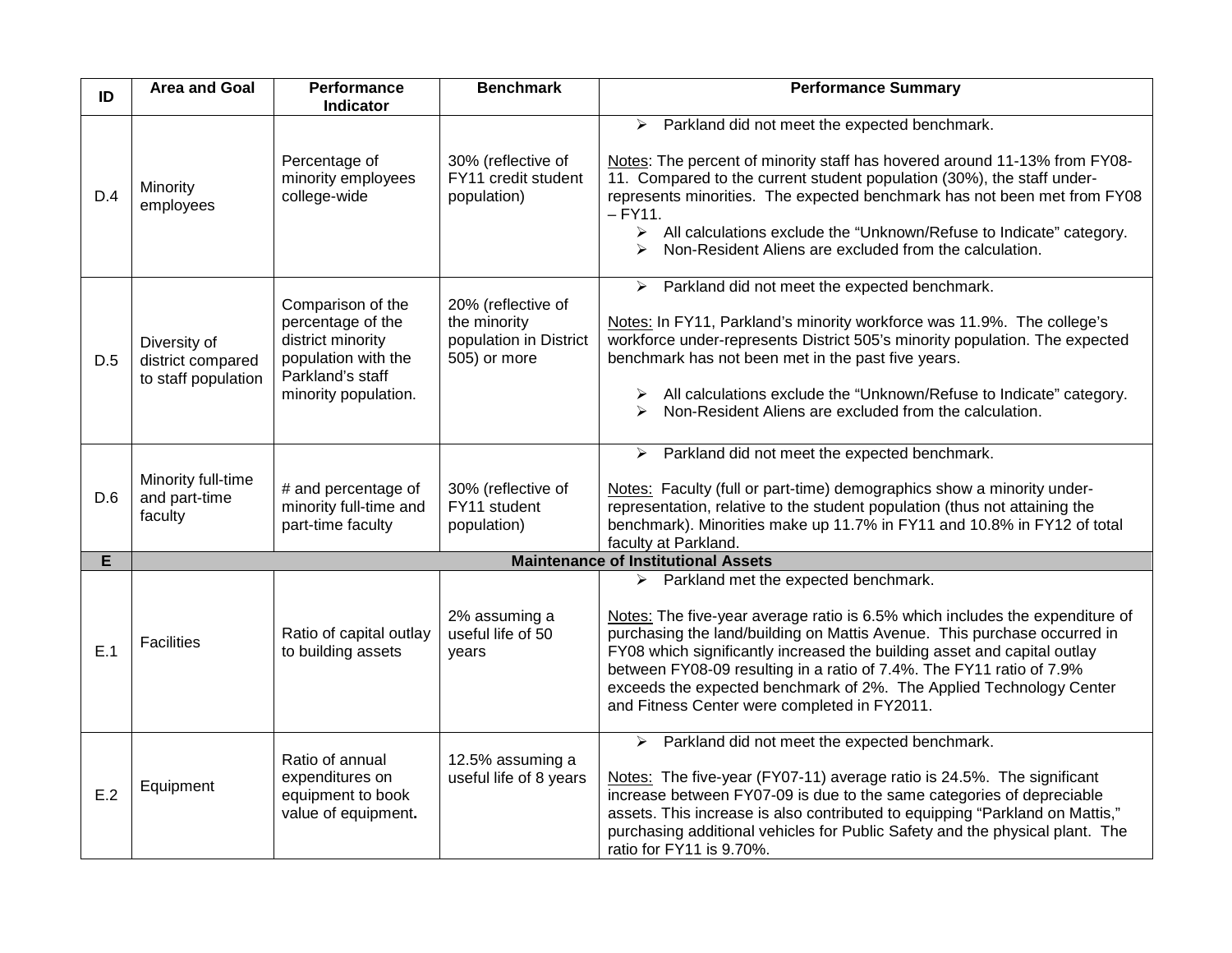| ID | Area and Goal | Performance Indicator | Benchmark | Performance Summary |
|---|---|---|---|---|
| D.4 | Minority employees | Percentage of minority employees college-wide | 30% (reflective of FY11 credit student population) | ➢ Parkland did not meet the expected benchmark.<br><br>Notes: The percent of minority staff has hovered around 11-13% from FY08-11. Compared to the current student population (30%), the staff under-represents minorities. The expected benchmark has not been met from FY08 – FY11.<br>➢ All calculations exclude the "Unknown/Refuse to Indicate" category.<br>➢ Non-Resident Aliens are excluded from the calculation. |
| D.5 | Diversity of district compared to staff population | Comparison of the percentage of the district minority population with the Parkland's staff minority population. | 20% (reflective of the minority population in District 505) or more | ➢ Parkland did not meet the expected benchmark.<br><br>Notes: In FY11, Parkland's minority workforce was 11.9%. The college's workforce under-represents District 505's minority population. The expected benchmark has not been met in the past five years.<br><br>➢ All calculations exclude the "Unknown/Refuse to Indicate" category.<br>➢ Non-Resident Aliens are excluded from the calculation. |
| D.6 | Minority full-time and part-time faculty | # and percentage of minority full-time and part-time faculty | 30% (reflective of FY11 student population) | ➢ Parkland did not meet the expected benchmark.<br><br>Notes: Faculty (full or part-time) demographics show a minority under-representation, relative to the student population (thus not attaining the benchmark). Minorities make up 11.7% in FY11 and 10.8% in FY12 of total faculty at Parkland. |
| **E** | **Maintenance of Institutional Assets** | | | |
| E.1 | Facilities | Ratio of capital outlay to building assets | 2% assuming a useful life of 50 years | ➢ Parkland met the expected benchmark.<br><br>Notes: The five-year average ratio is 6.5% which includes the expenditure of purchasing the land/building on Mattis Avenue. This purchase occurred in FY08 which significantly increased the building asset and capital outlay between FY08-09 resulting in a ratio of 7.4%. The FY11 ratio of 7.9% exceeds the expected benchmark of 2%. The Applied Technology Center and Fitness Center were completed in FY2011. |
| E.2 | Equipment | Ratio of annual expenditures on equipment to book value of equipment**.** | 12.5% assuming a useful life of 8 years | ➢ Parkland did not meet the expected benchmark.<br><br>Notes: The five-year (FY07-11) average ratio is 24.5%. The significant increase between FY07-09 is due to the same categories of depreciable assets. This increase is also contributed to equipping "Parkland on Mattis," purchasing additional vehicles for Public Safety and the physical plant. The ratio for FY11 is 9.70%. |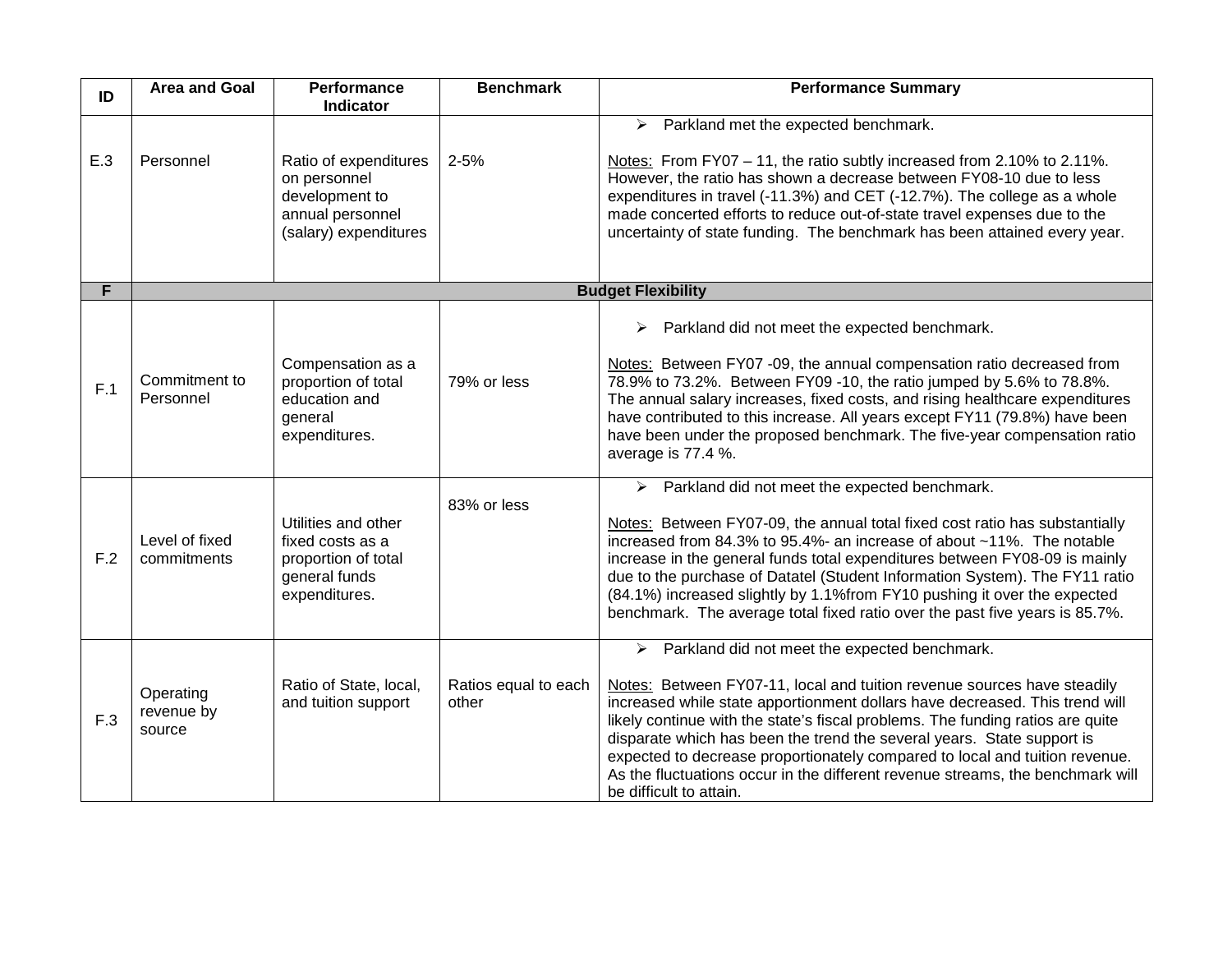| ID | Area and Goal | Performance Indicator | Benchmark | Performance Summary |
|---|---|---|---|---|
| E.3 | Personnel | Ratio of expenditures on personnel development to annual personnel (salary) expenditures | 2-5% | ➢ Parkland met the expected benchmark.<br><br>Notes: From FY07 – 11, the ratio subtly increased from 2.10% to 2.11%. However, the ratio has shown a decrease between FY08-10 due to less expenditures in travel (-11.3%) and CET (-12.7%). The college as a whole made concerted efforts to reduce out-of-state travel expenses due to the uncertainty of state funding. The benchmark has been attained every year. |
| **F** | **Budget Flexibility** | | | |
| F.1 | Commitment to Personnel | Compensation as a proportion of total education and general expenditures. | 79% or less | ➢ Parkland did not meet the expected benchmark.<br><br>Notes: Between FY07 -09, the annual compensation ratio decreased from 78.9% to 73.2%. Between FY09 -10, the ratio jumped by 5.6% to 78.8%. The annual salary increases, fixed costs, and rising healthcare expenditures have contributed to this increase. All years except FY11 (79.8%) have been have been under the proposed benchmark. The five-year compensation ratio average is 77.4 %. |
| F.2 | Level of fixed commitments | Utilities and other fixed costs as a proportion of total general funds expenditures. | 83% or less | ➢ Parkland did not meet the expected benchmark.<br><br>Notes: Between FY07-09, the annual total fixed cost ratio has substantially increased from 84.3% to 95.4%- an increase of about ~11%. The notable increase in the general funds total expenditures between FY08-09 is mainly due to the purchase of Datatel (Student Information System). The FY11 ratio (84.1%) increased slightly by 1.1%from FY10 pushing it over the expected benchmark. The average total fixed ratio over the past five years is 85.7%. |
| F.3 | Operating revenue by source | Ratio of State, local, and tuition support | Ratios equal to each other | ➢ Parkland did not meet the expected benchmark.<br><br>Notes: Between FY07-11, local and tuition revenue sources have steadily increased while state apportionment dollars have decreased. This trend will likely continue with the state's fiscal problems. The funding ratios are quite disparate which has been the trend the several years. State support is expected to decrease proportionately compared to local and tuition revenue. As the fluctuations occur in the different revenue streams, the benchmark will be difficult to attain. |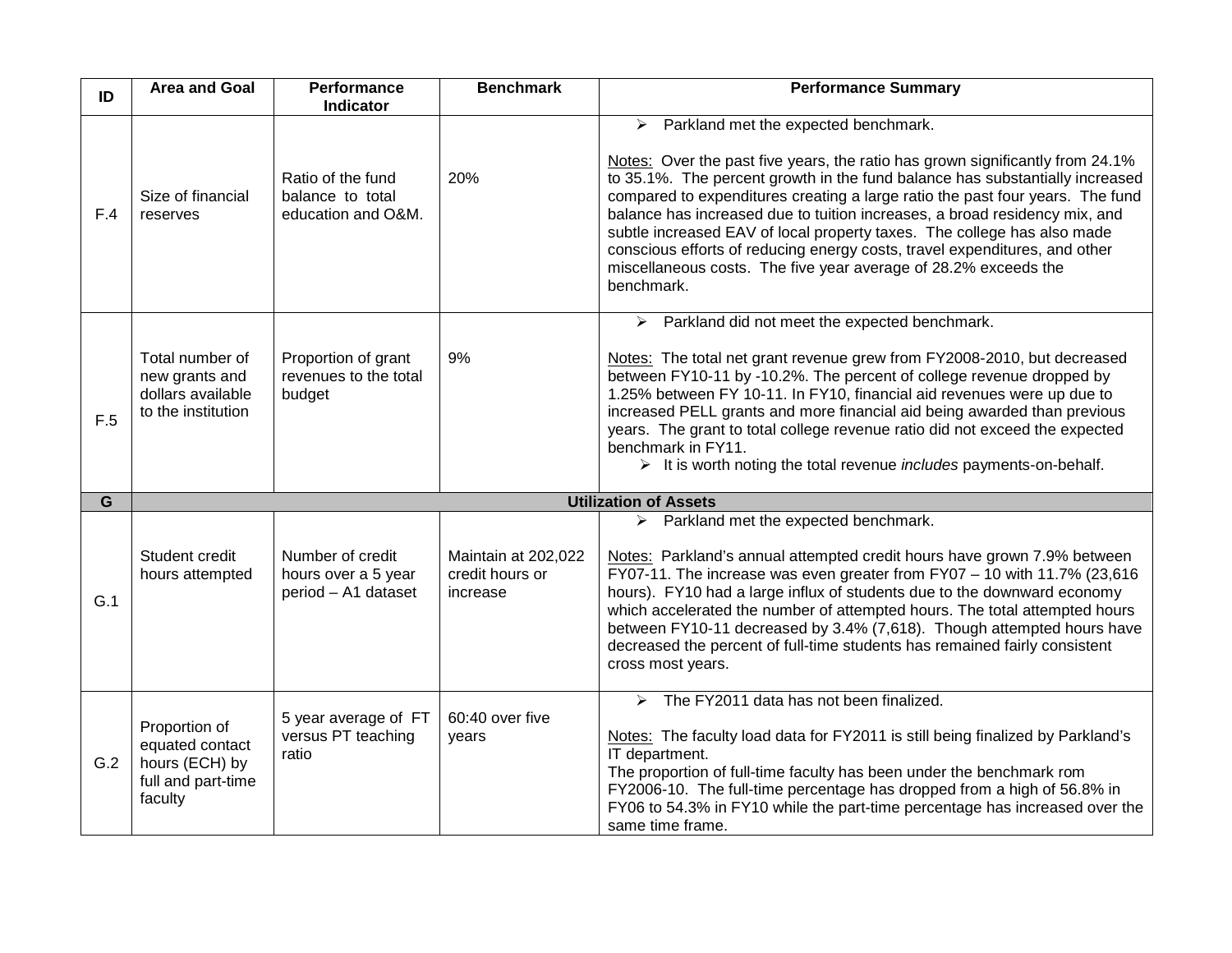| ID | Area and Goal | Performance Indicator | Benchmark | Performance Summary |
|---|---|---|---|---|
| F.4 | Size of financial reserves | Ratio of the fund balance to total education and O&M. | 20% | ➢ Parkland met the expected benchmark.<br><br>Notes: Over the past five years, the ratio has grown significantly from 24.1% to 35.1%. The percent growth in the fund balance has substantially increased compared to expenditures creating a large ratio the past four years. The fund balance has increased due to tuition increases, a broad residency mix, and subtle increased EAV of local property taxes. The college has also made conscious efforts of reducing energy costs, travel expenditures, and other miscellaneous costs. The five year average of 28.2% exceeds the benchmark. |
| F.5 | Total number of new grants and dollars available to the institution | Proportion of grant revenues to the total budget | 9% | ➢ Parkland did not meet the expected benchmark.<br><br>Notes: The total net grant revenue grew from FY2008-2010, but decreased between FY10-11 by -10.2%. The percent of college revenue dropped by 1.25% between FY 10-11. In FY10, financial aid revenues were up due to increased PELL grants and more financial aid being awarded than previous years. The grant to total college revenue ratio did not exceed the expected benchmark in FY11.<br>➢ It is worth noting the total revenue *includes* payments-on-behalf. |
| **G** | **Utilization of Assets** | | | |
| G.1 | Student credit hours attempted | Number of credit hours over a 5 year period – A1 dataset | Maintain at 202,022 credit hours or increase | ➢ Parkland met the expected benchmark.<br><br>Notes: Parkland's annual attempted credit hours have grown 7.9% between FY07-11. The increase was even greater from FY07 – 10 with 11.7% (23,616 hours). FY10 had a large influx of students due to the downward economy which accelerated the number of attempted hours. The total attempted hours between FY10-11 decreased by 3.4% (7,618). Though attempted hours have decreased the percent of full-time students has remained fairly consistent cross most years. |
| G.2 | Proportion of equated contact hours (ECH) by full and part-time faculty | 5 year average of FT versus PT teaching ratio | 60:40 over five years | ➢ The FY2011 data has not been finalized.<br><br>Notes: The faculty load data for FY2011 is still being finalized by Parkland's IT department.<br>The proportion of full-time faculty has been under the benchmark rom FY2006-10. The full-time percentage has dropped from a high of 56.8% in FY06 to 54.3% in FY10 while the part-time percentage has increased over the same time frame. |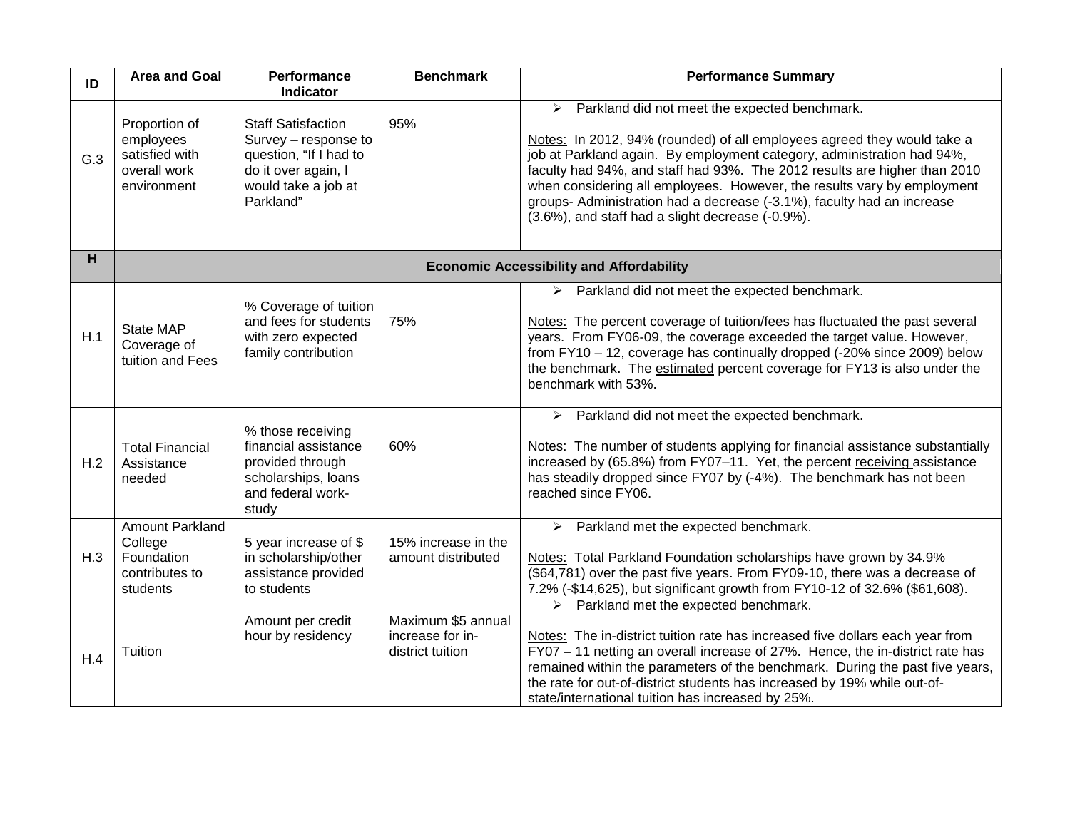| ID | Area and Goal | Performance Indicator | Benchmark | Performance Summary |
|---|---|---|---|---|
| G.3 | Proportion of employees satisfied with overall work environment | Staff Satisfaction Survey – response to question, "If I had to do it over again, I would take a job at Parkland" | 95% | ➢ Parkland did not meet the expected benchmark.<br><br>Notes: In 2012, 94% (rounded) of all employees agreed they would take a job at Parkland again. By employment category, administration had 94%, faculty had 94%, and staff had 93%. The 2012 results are higher than 2010 when considering all employees. However, the results vary by employment groups- Administration had a decrease (-3.1%), faculty had an increase (3.6%), and staff had a slight decrease (-0.9%). |
| **H** | **Economic Accessibility and Affordability** | | | |
| H.1 | State MAP Coverage of tuition and Fees | % Coverage of tuition and fees for students with zero expected family contribution | 75% | ➢ Parkland did not meet the expected benchmark.<br><br>Notes: The percent coverage of tuition/fees has fluctuated the past several years. From FY06-09, the coverage exceeded the target value. However, from FY10 – 12, coverage has continually dropped (-20% since 2009) below the benchmark. The estimated percent coverage for FY13 is also under the benchmark with 53%. |
| H.2 | Total Financial Assistance needed | % those receiving financial assistance provided through scholarships, loans and federal work-study | 60% | ➢ Parkland did not meet the expected benchmark.<br><br>Notes: The number of students applying for financial assistance substantially increased by (65.8%) from FY07–11. Yet, the percent receiving assistance has steadily dropped since FY07 by (-4%). The benchmark has not been reached since FY06. |
| H.3 | Amount Parkland College Foundation contributes to students | 5 year increase of $ in scholarship/other assistance provided to students | 15% increase in the amount distributed | ➢ Parkland met the expected benchmark.<br><br>Notes: Total Parkland Foundation scholarships have grown by 34.9% ($64,781) over the past five years. From FY09-10, there was a decrease of 7.2% (-$14,625), but significant growth from FY10-12 of 32.6% ($61,608). |
| H.4 | Tuition | Amount per credit hour by residency | Maximum $5 annual increase for in-district tuition | ➢ Parkland met the expected benchmark.<br><br>Notes: The in-district tuition rate has increased five dollars each year from FY07 – 11 netting an overall increase of 27%. Hence, the in-district rate has remained within the parameters of the benchmark. During the past five years, the rate for out-of-district students has increased by 19% while out-of-state/international tuition has increased by 25%. |